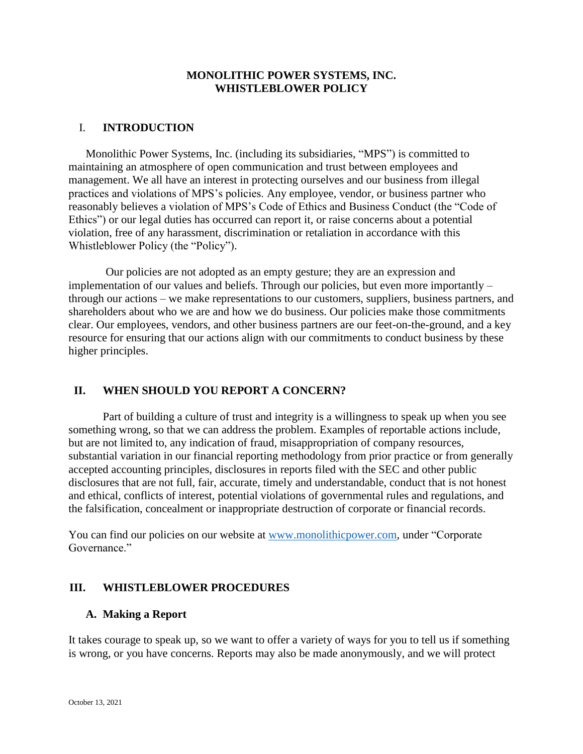**MONOLITHIC POWER SYSTEMS, INC.**
**WHISTLEBLOWER POLICY**

## I. INTRODUCTION

Monolithic Power Systems, Inc. (including its subsidiaries, "MPS") is committed to maintaining an atmosphere of open communication and trust between employees and management. We all have an interest in protecting ourselves and our business from illegal practices and violations of MPS's policies. Any employee, vendor, or business partner who reasonably believes a violation of MPS's Code of Ethics and Business Conduct (the "Code of Ethics") or our legal duties has occurred can report it, or raise concerns about a potential violation, free of any harassment, discrimination or retaliation in accordance with this Whistleblower Policy (the "Policy").

Our policies are not adopted as an empty gesture; they are an expression and implementation of our values and beliefs. Through our policies, but even more importantly – through our actions – we make representations to our customers, suppliers, business partners, and shareholders about who we are and how we do business. Our policies make those commitments clear. Our employees, vendors, and other business partners are our feet-on-the-ground, and a key resource for ensuring that our actions align with our commitments to conduct business by these higher principles.

## II. WHEN SHOULD YOU REPORT A CONCERN?

Part of building a culture of trust and integrity is a willingness to speak up when you see something wrong, so that we can address the problem. Examples of reportable actions include, but are not limited to, any indication of fraud, misappropriation of company resources, substantial variation in our financial reporting methodology from prior practice or from generally accepted accounting principles, disclosures in reports filed with the SEC and other public disclosures that are not full, fair, accurate, timely and understandable, conduct that is not honest and ethical, conflicts of interest, potential violations of governmental rules and regulations, and the falsification, concealment or inappropriate destruction of corporate or financial records.

You can find our policies on our website at [www.monolithicpower.com](http://www.monolithicpower.com), under "Corporate Governance."

## III. WHISTLEBLOWER PROCEDURES

### A. Making a Report

It takes courage to speak up, so we want to offer a variety of ways for you to tell us if something is wrong, or you have concerns. Reports may also be made anonymously, and we will protect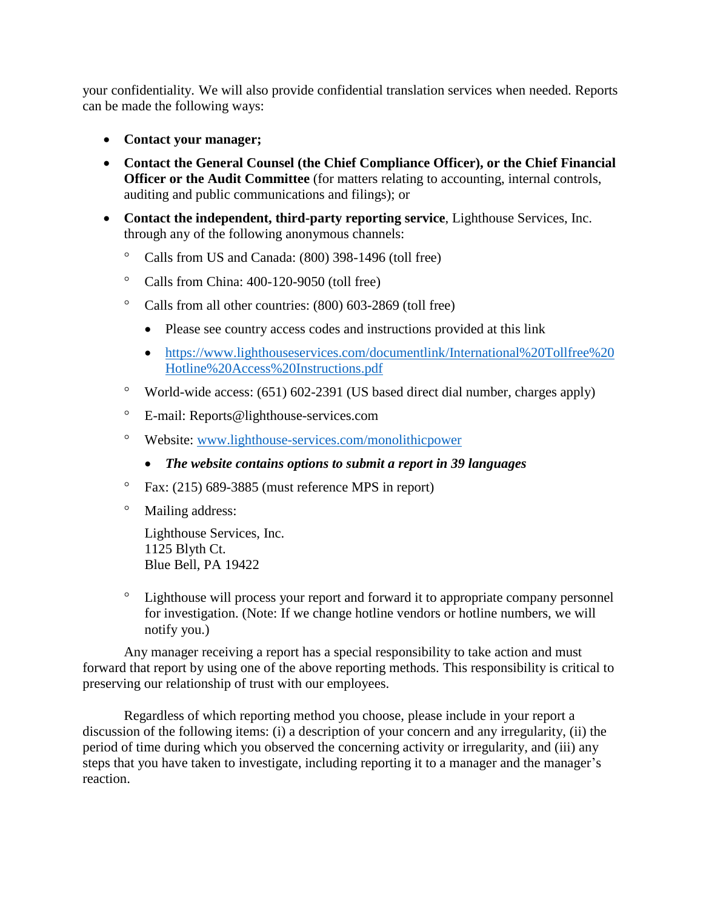your confidentiality. We will also provide confidential translation services when needed. Reports can be made the following ways:

- **Contact your manager;**
- **Contact the General Counsel (the Chief Compliance Officer), or the Chief Financial Officer or the Audit Committee** (for matters relating to accounting, internal controls, auditing and public communications and filings); or
- **Contact the independent, third-party reporting service**, Lighthouse Services, Inc. through any of the following anonymous channels:
  - Calls from US and Canada: (800) 398-1496 (toll free)
  - Calls from China: 400-120-9050 (toll free)
  - Calls from all other countries: (800) 603-2869 (toll free)
    - Please see country access codes and instructions provided at this link
    - [https://www.lighthouseservices.com/documentlink/International%20Tollfree%20Hotline%20Access%20Instructions.pdf](https://www.lighthouseservices.com/documentlink/International%20Tollfree%20Hotline%20Access%20Instructions.pdf)
  - World-wide access: (651) 602-2391 (US based direct dial number, charges apply)
  - E-mail: Reports@lighthouse-services.com
  - Website: [www.lighthouse-services.com/monolithicpower](www.lighthouse-services.com/monolithicpower)
    - ***The website contains options to submit a report in 39 languages***
  - Fax: (215) 689-3885 (must reference MPS in report)
  - Mailing address:

    Lighthouse Services, Inc.
    1125 Blyth Ct.
    Blue Bell, PA 19422

  - Lighthouse will process your report and forward it to appropriate company personnel for investigation. (Note: If we change hotline vendors or hotline numbers, we will notify you.)

Any manager receiving a report has a special responsibility to take action and must forward that report by using one of the above reporting methods. This responsibility is critical to preserving our relationship of trust with our employees.

Regardless of which reporting method you choose, please include in your report a discussion of the following items: (i) a description of your concern and any irregularity, (ii) the period of time during which you observed the concerning activity or irregularity, and (iii) any steps that you have taken to investigate, including reporting it to a manager and the manager's reaction.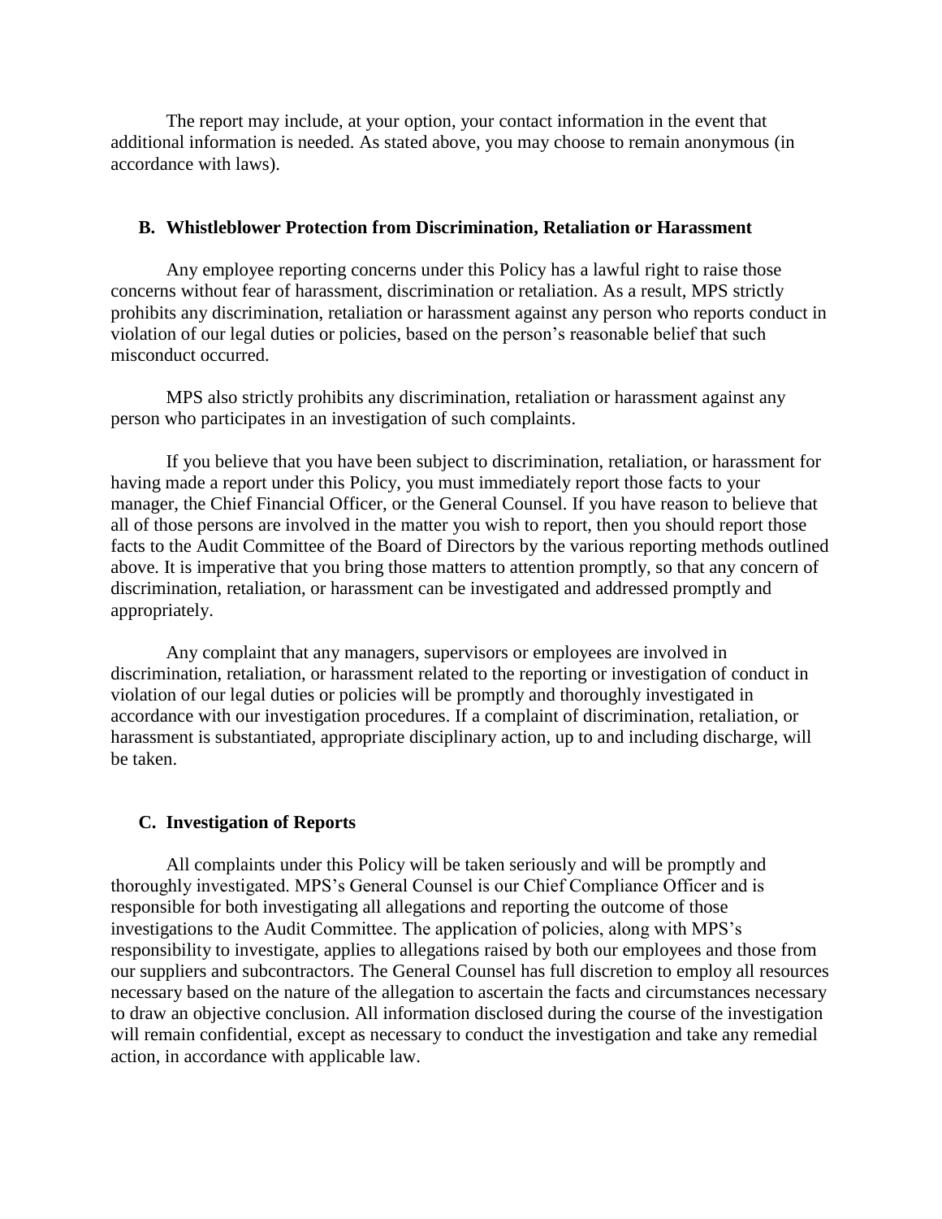The report may include, at your option, your contact information in the event that additional information is needed. As stated above, you may choose to remain anonymous (in accordance with laws).

### B. Whistleblower Protection from Discrimination, Retaliation or Harassment

Any employee reporting concerns under this Policy has a lawful right to raise those concerns without fear of harassment, discrimination or retaliation. As a result, MPS strictly prohibits any discrimination, retaliation or harassment against any person who reports conduct in violation of our legal duties or policies, based on the person's reasonable belief that such misconduct occurred.

MPS also strictly prohibits any discrimination, retaliation or harassment against any person who participates in an investigation of such complaints.

If you believe that you have been subject to discrimination, retaliation, or harassment for having made a report under this Policy, you must immediately report those facts to your manager, the Chief Financial Officer, or the General Counsel. If you have reason to believe that all of those persons are involved in the matter you wish to report, then you should report those facts to the Audit Committee of the Board of Directors by the various reporting methods outlined above. It is imperative that you bring those matters to attention promptly, so that any concern of discrimination, retaliation, or harassment can be investigated and addressed promptly and appropriately.

Any complaint that any managers, supervisors or employees are involved in discrimination, retaliation, or harassment related to the reporting or investigation of conduct in violation of our legal duties or policies will be promptly and thoroughly investigated in accordance with our investigation procedures. If a complaint of discrimination, retaliation, or harassment is substantiated, appropriate disciplinary action, up to and including discharge, will be taken.

### C. Investigation of Reports

All complaints under this Policy will be taken seriously and will be promptly and thoroughly investigated. MPS's General Counsel is our Chief Compliance Officer and is responsible for both investigating all allegations and reporting the outcome of those investigations to the Audit Committee. The application of policies, along with MPS's responsibility to investigate, applies to allegations raised by both our employees and those from our suppliers and subcontractors. The General Counsel has full discretion to employ all resources necessary based on the nature of the allegation to ascertain the facts and circumstances necessary to draw an objective conclusion. All information disclosed during the course of the investigation will remain confidential, except as necessary to conduct the investigation and take any remedial action, in accordance with applicable law.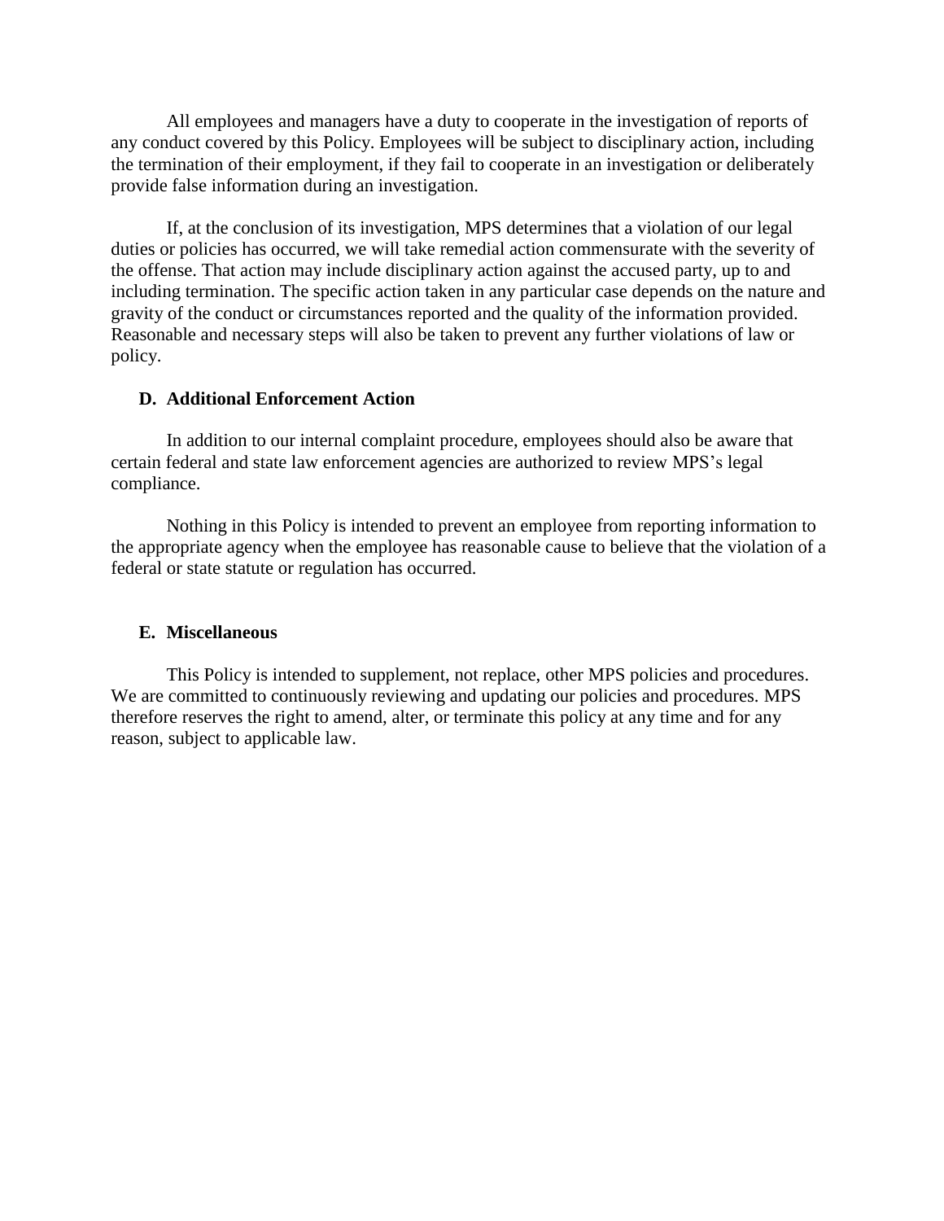All employees and managers have a duty to cooperate in the investigation of reports of any conduct covered by this Policy. Employees will be subject to disciplinary action, including the termination of their employment, if they fail to cooperate in an investigation or deliberately provide false information during an investigation.

If, at the conclusion of its investigation, MPS determines that a violation of our legal duties or policies has occurred, we will take remedial action commensurate with the severity of the offense. That action may include disciplinary action against the accused party, up to and including termination. The specific action taken in any particular case depends on the nature and gravity of the conduct or circumstances reported and the quality of the information provided. Reasonable and necessary steps will also be taken to prevent any further violations of law or policy.

### D. Additional Enforcement Action

In addition to our internal complaint procedure, employees should also be aware that certain federal and state law enforcement agencies are authorized to review MPS's legal compliance.

Nothing in this Policy is intended to prevent an employee from reporting information to the appropriate agency when the employee has reasonable cause to believe that the violation of a federal or state statute or regulation has occurred.

### E. Miscellaneous

This Policy is intended to supplement, not replace, other MPS policies and procedures. We are committed to continuously reviewing and updating our policies and procedures. MPS therefore reserves the right to amend, alter, or terminate this policy at any time and for any reason, subject to applicable law.